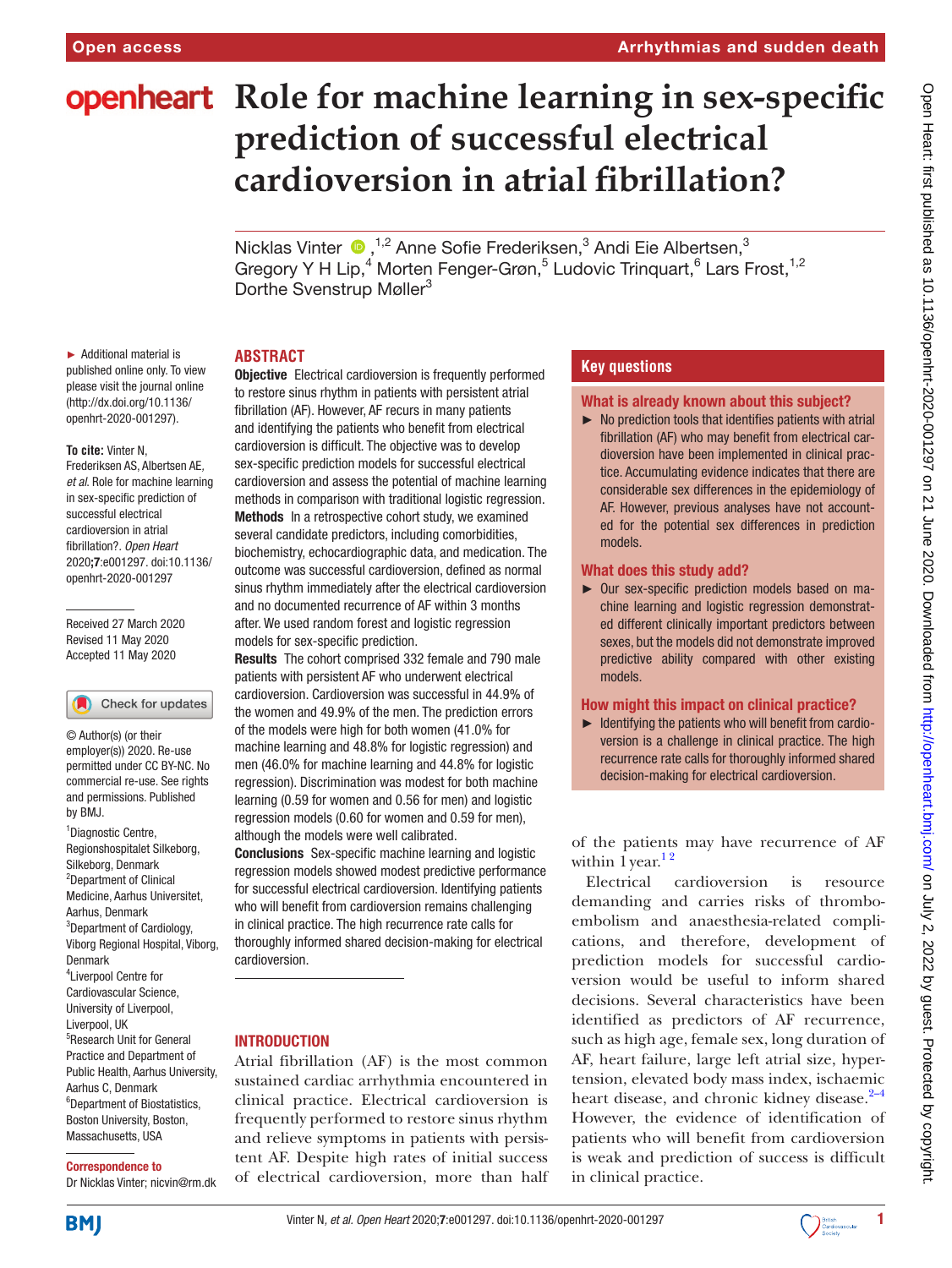# Role for machine learning in sex-specific prediction of successful electrical cardioversion in atrial fibrillation?

Nicklas Vinter,[1,2] Anne Sofie Frederiksen,[3] Andi Eie Albertsen,[3] Gregory Y H Lip,[4] Morten Fenger-Grøn,[5] Ludovic Trinquart,[6] Lars Frost,[1,2] Dorthe Svenstrup Møller[3]

► Additional material is published online only. To view please visit the journal online (http://dx.doi.org/10.1136/openhrt-2020-001297).

**To cite:** Vinter N, Frederiksen AS, Albertsen AE, *et al*. Role for machine learning in sex-specific prediction of successful electrical cardioversion in atrial fibrillation?. *Open Heart* 2020;**7**:e001297. doi:10.1136/openhrt-2020-001297

Received 27 March 2020
Revised 11 May 2020
Accepted 11 May 2020

© Author(s) (or their employer(s)) 2020. Re-use permitted under CC BY-NC. No commercial re-use. See rights and permissions. Published by BMJ.

[1]Diagnostic Centre, Regionshospitalet Silkeborg, Silkeborg, Denmark
[2]Department of Clinical Medicine, Aarhus Universitet, Aarhus, Denmark
[3]Department of Cardiology, Viborg Regional Hospital, Viborg, Denmark
[4]Liverpool Centre for Cardiovascular Science, University of Liverpool, Liverpool, UK
[5]Research Unit for General Practice and Department of Public Health, Aarhus University, Aarhus C, Denmark
[6]Department of Biostatistics, Boston University, Boston, Massachusetts, USA

**Correspondence to**
Dr Nicklas Vinter; nicvin@rm.dk

## ABSTRACT

**Objective** Electrical cardioversion is frequently performed to restore sinus rhythm in patients with persistent atrial fibrillation (AF). However, AF recurs in many patients and identifying the patients who benefit from electrical cardioversion is difficult. The objective was to develop sex-specific prediction models for successful electrical cardioversion and assess the potential of machine learning methods in comparison with traditional logistic regression.

**Methods** In a retrospective cohort study, we examined several candidate predictors, including comorbidities, biochemistry, echocardiographic data, and medication. The outcome was successful cardioversion, defined as normal sinus rhythm immediately after the electrical cardioversion and no documented recurrence of AF within 3 months after. We used random forest and logistic regression models for sex-specific prediction.

**Results** The cohort comprised 332 female and 790 male patients with persistent AF who underwent electrical cardioversion. Cardioversion was successful in 44.9% of the women and 49.9% of the men. The prediction errors of the models were high for both women (41.0% for machine learning and 48.8% for logistic regression) and men (46.0% for machine learning and 44.8% for logistic regression). Discrimination was modest for both machine learning (0.59 for women and 0.56 for men) and logistic regression models (0.60 for women and 0.59 for men), although the models were well calibrated.

**Conclusions** Sex-specific machine learning and logistic regression models showed modest predictive performance for successful electrical cardioversion. Identifying patients who will benefit from cardioversion remains challenging in clinical practice. The high recurrence rate calls for thoroughly informed shared decision-making for electrical cardioversion.

## Key questions

### What is already known about this subject?

► No prediction tools that identifies patients with atrial fibrillation (AF) who may benefit from electrical cardioversion have been implemented in clinical practice. Accumulating evidence indicates that there are considerable sex differences in the epidemiology of AF. However, previous analyses have not accounted for the potential sex differences in prediction models.

### What does this study add?

► Our sex-specific prediction models based on machine learning and logistic regression demonstrated different clinically important predictors between sexes, but the models did not demonstrate improved predictive ability compared with other existing models.

### How might this impact on clinical practice?

► Identifying the patients who will benefit from cardioversion is a challenge in clinical practice. The high recurrence rate calls for thoroughly informed shared decision-making for electrical cardioversion.

## INTRODUCTION

Atrial fibrillation (AF) is the most common sustained cardiac arrhythmia encountered in clinical practice. Electrical cardioversion is frequently performed to restore sinus rhythm and relieve symptoms in patients with persistent AF. Despite high rates of initial success of electrical cardioversion, more than half of the patients may have recurrence of AF within 1 year.[1 2]

Electrical cardioversion is resource demanding and carries risks of thromboembolism and anaesthesia-related complications, and therefore, development of prediction models for successful cardioversion would be useful to inform shared decisions. Several characteristics have been identified as predictors of AF recurrence, such as high age, female sex, long duration of AF, heart failure, large left atrial size, hypertension, elevated body mass index, ischaemic heart disease, and chronic kidney disease.[2–4] However, the evidence of identification of patients who will benefit from cardioversion is weak and prediction of success is difficult in clinical practice.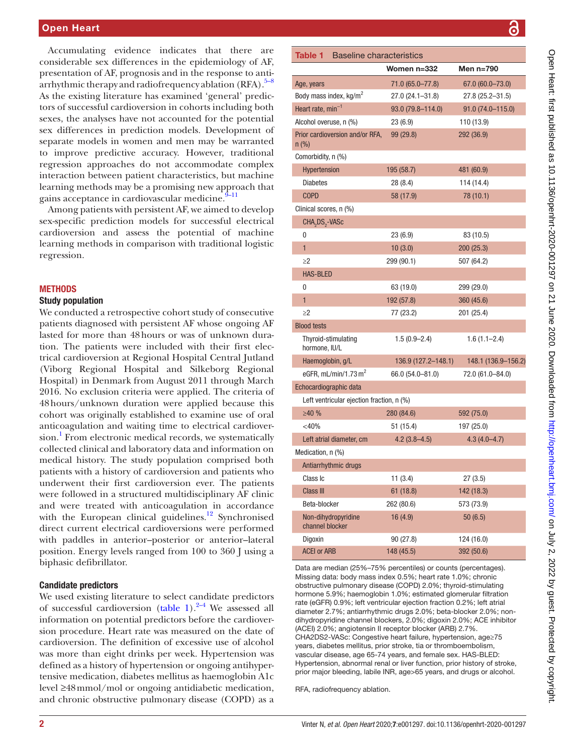Accumulating evidence indicates that there are considerable sex differences in the epidemiology of AF, presentation of AF, prognosis and in the response to antiarrhythmic therapy and radiofrequency ablation (RFA).[5–8] As the existing literature has examined 'general' predictors of successful cardioversion in cohorts including both sexes, the analyses have not accounted for the potential sex differences in prediction models. Development of separate models in women and men may be warranted to improve predictive accuracy. However, traditional regression approaches do not accommodate complex interaction between patient characteristics, but machine learning methods may be a promising new approach that gains acceptance in cardiovascular medicine.[9–11]

Among patients with persistent AF, we aimed to develop sex-specific prediction models for successful electrical cardioversion and assess the potential of machine learning methods in comparison with traditional logistic regression.

## METHODS

### Study population

We conducted a retrospective cohort study of consecutive patients diagnosed with persistent AF whose ongoing AF lasted for more than 48 hours or was of unknown duration. The patients were included with their first electrical cardioversion at Regional Hospital Central Jutland (Viborg Regional Hospital and Silkeborg Regional Hospital) in Denmark from August 2011 through March 2016. No exclusion criteria were applied. The criteria of 48 hours/unknown duration were applied because this cohort was originally established to examine use of oral anticoagulation and waiting time to electrical cardioversion.[1] From electronic medical records, we systematically collected clinical and laboratory data and information on medical history. The study population comprised both patients with a history of cardioversion and patients who underwent their first cardioversion ever. The patients were followed in a structured multidisciplinary AF clinic and were treated with anticoagulation in accordance with the European clinical guidelines.[12] Synchronised direct current electrical cardioversions were performed with paddles in anterior–posterior or anterior–lateral position. Energy levels ranged from 100 to 360 J using a biphasic defibrillator.

### Candidate predictors

We used existing literature to select candidate predictors of successful cardioversion (table 1).[2–4] We assessed all information on potential predictors before the cardioversion procedure. Heart rate was measured on the date of cardioversion. The definition of excessive use of alcohol was more than eight drinks per week. Hypertension was defined as a history of hypertension or ongoing antihypertensive medication, diabetes mellitus as haemoglobin A1c level ≥48 mmol/mol or ongoing antidiabetic medication, and chronic obstructive pulmonary disease (COPD) as a

**Table 1** Baseline characteristics

| | Women n=332 | Men n=790 |
|---|---|---|
| Age, years | 71.0 (65.0–77.8) | 67.0 (60.0–73.0) |
| Body mass index, kg/m$^2$ | 27.0 (24.1–31.8) | 27.8 (25.2–31.5) |
| Heart rate, min$^{-1}$ | 93.0 (79.8–114.0) | 91.0 (74.0–115.0) |
| Alcohol overuse, n (%) | 23 (6.9) | 110 (13.9) |
| Prior cardioversion and/or RFA, n (%) | 99 (29.8) | 292 (36.9) |
| Comorbidity, n (%) | | |
| Hypertension | 195 (58.7) | 481 (60.9) |
| Diabetes | 28 (8.4) | 114 (14.4) |
| COPD | 58 (17.9) | 78 (10.1) |
| Clinical scores, n (%) | | |
| $CHA_2DS_2$-VASc | | |
| 0 | 23 (6.9) | 83 (10.5) |
| 1 | 10 (3.0) | 200 (25.3) |
| ≥2 | 299 (90.1) | 507 (64.2) |
| HAS-BLED | | |
| 0 | 63 (19.0) | 299 (29.0) |
| 1 | 192 (57.8) | 360 (45.6) |
| ≥2 | 77 (23.2) | 201 (25.4) |
| Blood tests | | |
| Thyroid-stimulating hormone, IU/L | 1.5 (0.9–2.4) | 1.6 (1.1–2.4) |
| Haemoglobin, g/L | 136.9 (127.2–148.1) | 148.1 (136.9–156.2) |
| eGFR, mL/min/1.73 m$^2$ | 66.0 (54.0–81.0) | 72.0 (61.0–84.0) |
| Echocardiographic data | | |
| Left ventricular ejection fraction, n (%) | | |
| ≥40 % | 280 (84.6) | 592 (75.0) |
| <40% | 51 (15.4) | 197 (25.0) |
| Left atrial diameter, cm | 4.2 (3.8–4.5) | 4.3 (4.0–4.7) |
| Medication, n (%) | | |
| Antiarrhythmic drugs | | |
| Class Ic | 11 (3.4) | 27 (3.5) |
| Class III | 61 (18.8) | 142 (18.3) |
| Beta-blocker | 262 (80.6) | 573 (73.9) |
| Non-dihydropyridine channel blocker | 16 (4.9) | 50 (6.5) |
| Digoxin | 90 (27.8) | 124 (16.0) |
| ACEI or ARB | 148 (45.5) | 392 (50.6) |

Data are median (25%–75% percentiles) or counts (percentages). Missing data: body mass index 0.5%; heart rate 1.0%; chronic obstructive pulmonary disease (COPD) 2.0%; thyroid-stimulating hormone 5.9%; haemoglobin 1.0%; estimated glomerular filtration rate (eGFR) 0.9%; left ventricular ejection fraction 0.2%; left atrial diameter 2.7%; antiarrhythmic drugs 2.0%; beta-blocker 2.0%; non-dihydropyridine channel blockers, 2.0%; digoxin 2.0%; ACE inhibitor (ACEI) 2.0%; angiotensin II receptor blocker (ARB) 2.7%. CHA2DS2-VASc: Congestive heart failure, hypertension, age≥75 years, diabetes mellitus, prior stroke, tia or thromboembolism, vascular disease, age 65-74 years, and female sex. HAS-BLED: Hypertension, abnormal renal or liver function, prior history of stroke, prior major bleeding, labile INR, age>65 years, and drugs or alcohol.

RFA, radiofrequency ablation.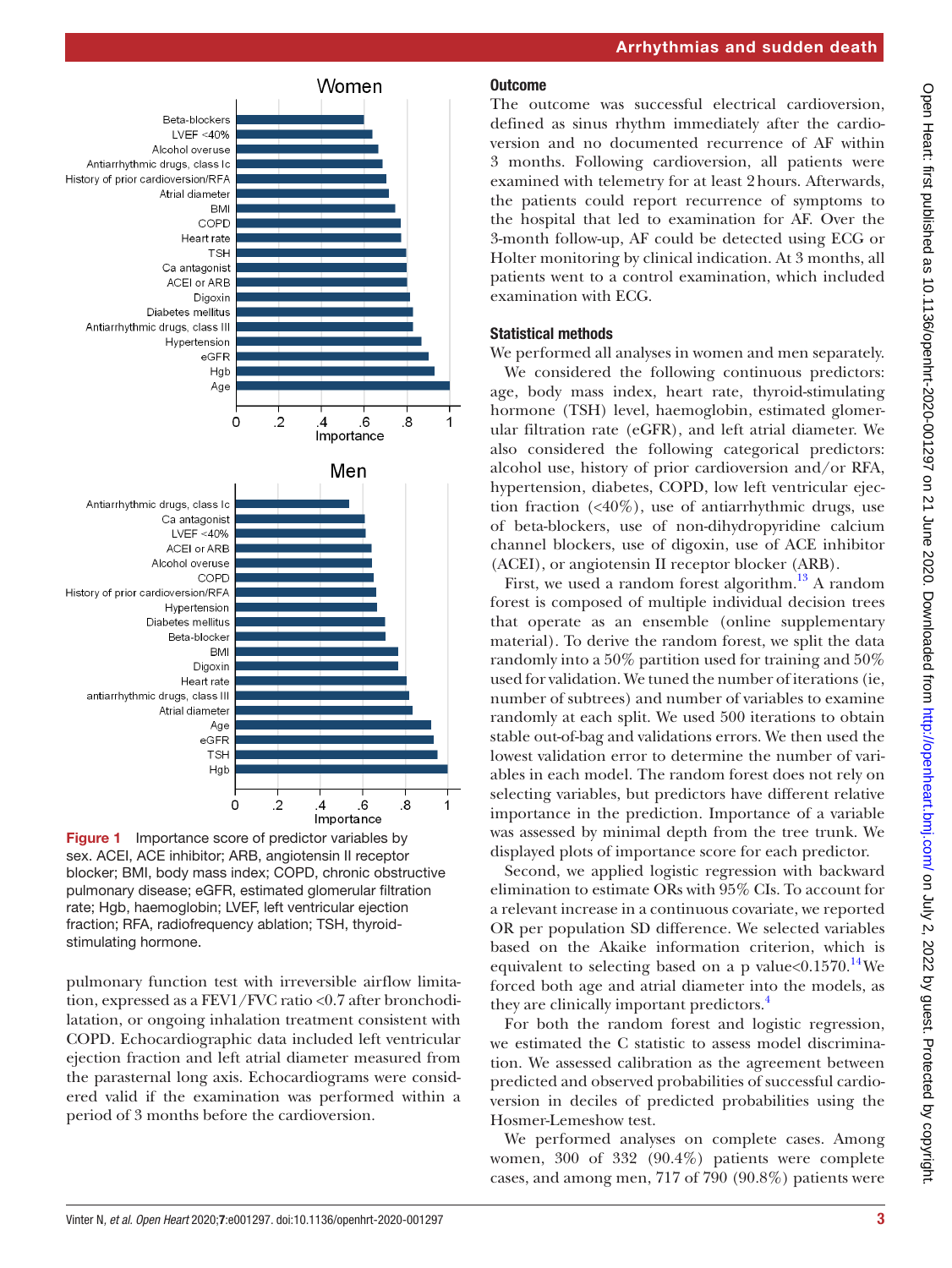Figure 1 Importance score of predictor variables by sex. ACEI, ACE inhibitor; ARB, angiotensin II receptor blocker; BMI, body mass index; COPD, chronic obstructive pulmonary disease; eGFR, estimated glomerular filtration rate; Hgb, haemoglobin; LVEF, left ventricular ejection fraction; RFA, radiofrequency ablation; TSH, thyroid-stimulating hormone.

pulmonary function test with irreversible airflow limitation, expressed as a FEV1/FVC ratio <0.7 after bronchodilatation, or ongoing inhalation treatment consistent with COPD. Echocardiographic data included left ventricular ejection fraction and left atrial diameter measured from the parasternal long axis. Echocardiograms were considered valid if the examination was performed within a period of 3 months before the cardioversion.

### Outcome

The outcome was successful electrical cardioversion, defined as sinus rhythm immediately after the cardioversion and no documented recurrence of AF within 3 months. Following cardioversion, all patients were examined with telemetry for at least 2 hours. Afterwards, the patients could report recurrence of symptoms to the hospital that led to examination for AF. Over the 3-month follow-up, AF could be detected using ECG or Holter monitoring by clinical indication. At 3 months, all patients went to a control examination, which included examination with ECG.

### Statistical methods

We performed all analyses in women and men separately.

We considered the following continuous predictors: age, body mass index, heart rate, thyroid-stimulating hormone (TSH) level, haemoglobin, estimated glomerular filtration rate (eGFR), and left atrial diameter. We also considered the following categorical predictors: alcohol use, history of prior cardioversion and/or RFA, hypertension, diabetes, COPD, low left ventricular ejection fraction (<40%), use of antiarrhythmic drugs, use of beta-blockers, use of non-dihydropyridine calcium channel blockers, use of digoxin, use of ACE inhibitor (ACEI), or angiotensin II receptor blocker (ARB).

First, we used a random forest algorithm.[13] A random forest is composed of multiple individual decision trees that operate as an ensemble (online supplementary material). To derive the random forest, we split the data randomly into a 50% partition used for training and 50% used for validation. We tuned the number of iterations (ie, number of subtrees) and number of variables to examine randomly at each split. We used 500 iterations to obtain stable out-of-bag and validations errors. We then used the lowest validation error to determine the number of variables in each model. The random forest does not rely on selecting variables, but predictors have different relative importance in the prediction. Importance of a variable was assessed by minimal depth from the tree trunk. We displayed plots of importance score for each predictor.

Second, we applied logistic regression with backward elimination to estimate ORs with 95% CIs. To account for a relevant increase in a continuous covariate, we reported OR per population SD difference. We selected variables based on the Akaike information criterion, which is equivalent to selecting based on a p value<0.1570.[14] We forced both age and atrial diameter into the models, as they are clinically important predictors.[4]

For both the random forest and logistic regression, we estimated the C statistic to assess model discrimination. We assessed calibration as the agreement between predicted and observed probabilities of successful cardioversion in deciles of predicted probabilities using the Hosmer-Lemeshow test.

We performed analyses on complete cases. Among women, 300 of 332 (90.4%) patients were complete cases, and among men, 717 of 790 (90.8%) patients were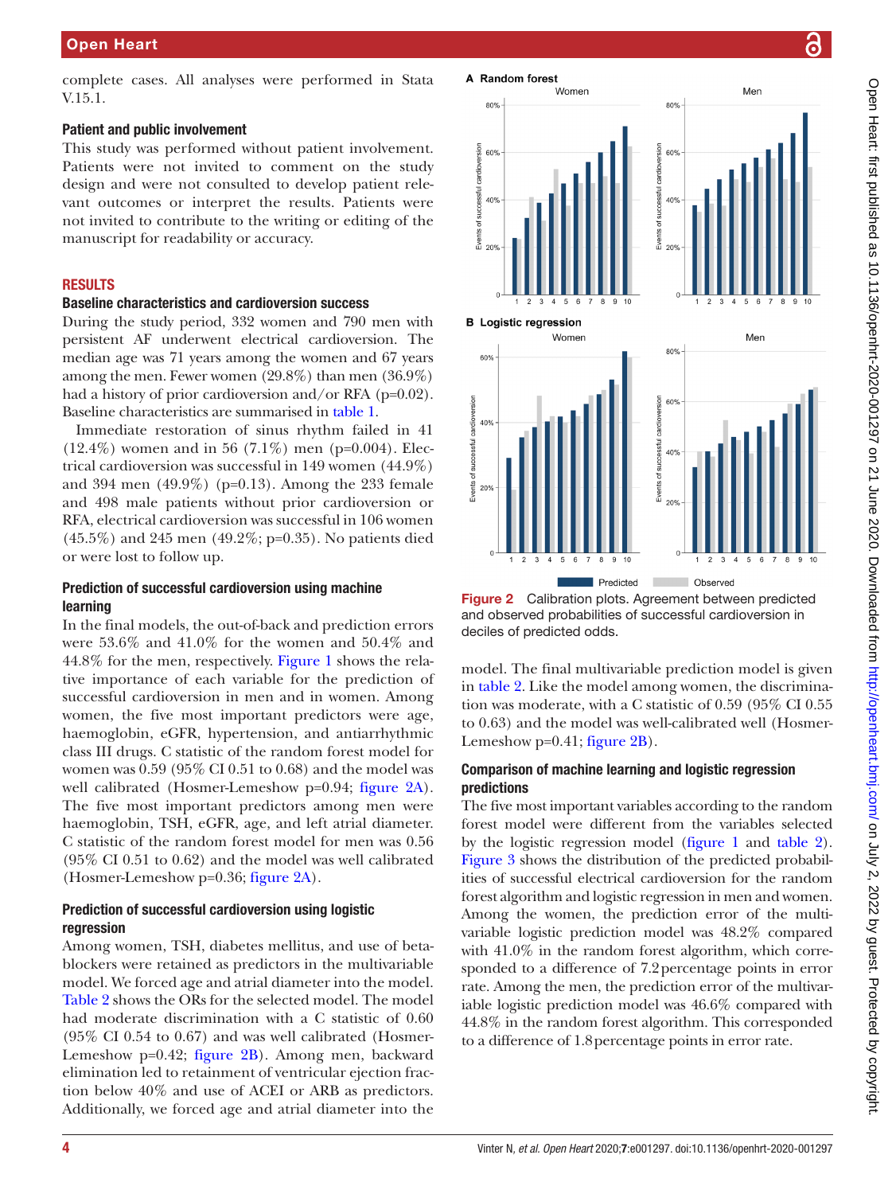complete cases. All analyses were performed in Stata V.15.1.

### Patient and public involvement

This study was performed without patient involvement. Patients were not invited to comment on the study design and were not consulted to develop patient relevant outcomes or interpret the results. Patients were not invited to contribute to the writing or editing of the manuscript for readability or accuracy.

## RESULTS

### Baseline characteristics and cardioversion success

During the study period, 332 women and 790 men with persistent AF underwent electrical cardioversion. The median age was 71 years among the women and 67 years among the men. Fewer women (29.8%) than men (36.9%) had a history of prior cardioversion and/or RFA (p=0.02). Baseline characteristics are summarised in table 1.

Immediate restoration of sinus rhythm failed in 41 (12.4%) women and in 56 (7.1%) men (p=0.004). Electrical cardioversion was successful in 149 women (44.9%) and 394 men (49.9%) (p=0.13). Among the 233 female and 498 male patients without prior cardioversion or RFA, electrical cardioversion was successful in 106 women (45.5%) and 245 men (49.2%; p=0.35). No patients died or were lost to follow up.

### Prediction of successful cardioversion using machine learning

In the final models, the out-of-back and prediction errors were 53.6% and 41.0% for the women and 50.4% and 44.8% for the men, respectively. Figure 1 shows the relative importance of each variable for the prediction of successful cardioversion in men and in women. Among women, the five most important predictors were age, haemoglobin, eGFR, hypertension, and antiarrhythmic class III drugs. C statistic of the random forest model for women was 0.59 (95% CI 0.51 to 0.68) and the model was well calibrated (Hosmer-Lemeshow p=0.94; figure 2A). The five most important predictors among men were haemoglobin, TSH, eGFR, age, and left atrial diameter. C statistic of the random forest model for men was 0.56 (95% CI 0.51 to 0.62) and the model was well calibrated (Hosmer-Lemeshow p=0.36; figure 2A).

### Prediction of successful cardioversion using logistic regression

Among women, TSH, diabetes mellitus, and use of beta-blockers were retained as predictors in the multivariable model. We forced age and atrial diameter into the model. Table 2 shows the ORs for the selected model. The model had moderate discrimination with a C statistic of 0.60 (95% CI 0.54 to 0.67) and was well calibrated (Hosmer-Lemeshow p=0.42; figure 2B). Among men, backward elimination led to retainment of ventricular ejection fraction below 40% and use of ACEI or ARB as predictors. Additionally, we forced age and atrial diameter into the model. The final multivariable prediction model is given in table 2. Like the model among women, the discrimination was moderate, with a C statistic of 0.59 (95% CI 0.55 to 0.63) and the model was well-calibrated well (Hosmer-Lemeshow p=0.41; figure 2B).

Figure 2 Calibration plots. Agreement between predicted and observed probabilities of successful cardioversion in deciles of predicted odds.

### Comparison of machine learning and logistic regression predictions

The five most important variables according to the random forest model were different from the variables selected by the logistic regression model (figure 1 and table 2). Figure 3 shows the distribution of the predicted probabilities of successful electrical cardioversion for the random forest algorithm and logistic regression in men and women. Among the women, the prediction error of the multivariable logistic prediction model was 48.2% compared with 41.0% in the random forest algorithm, which corresponded to a difference of 7.2 percentage points in error rate. Among the men, the prediction error of the multivariable logistic prediction model was 46.6% compared with 44.8% in the random forest algorithm. This corresponded to a difference of 1.8 percentage points in error rate.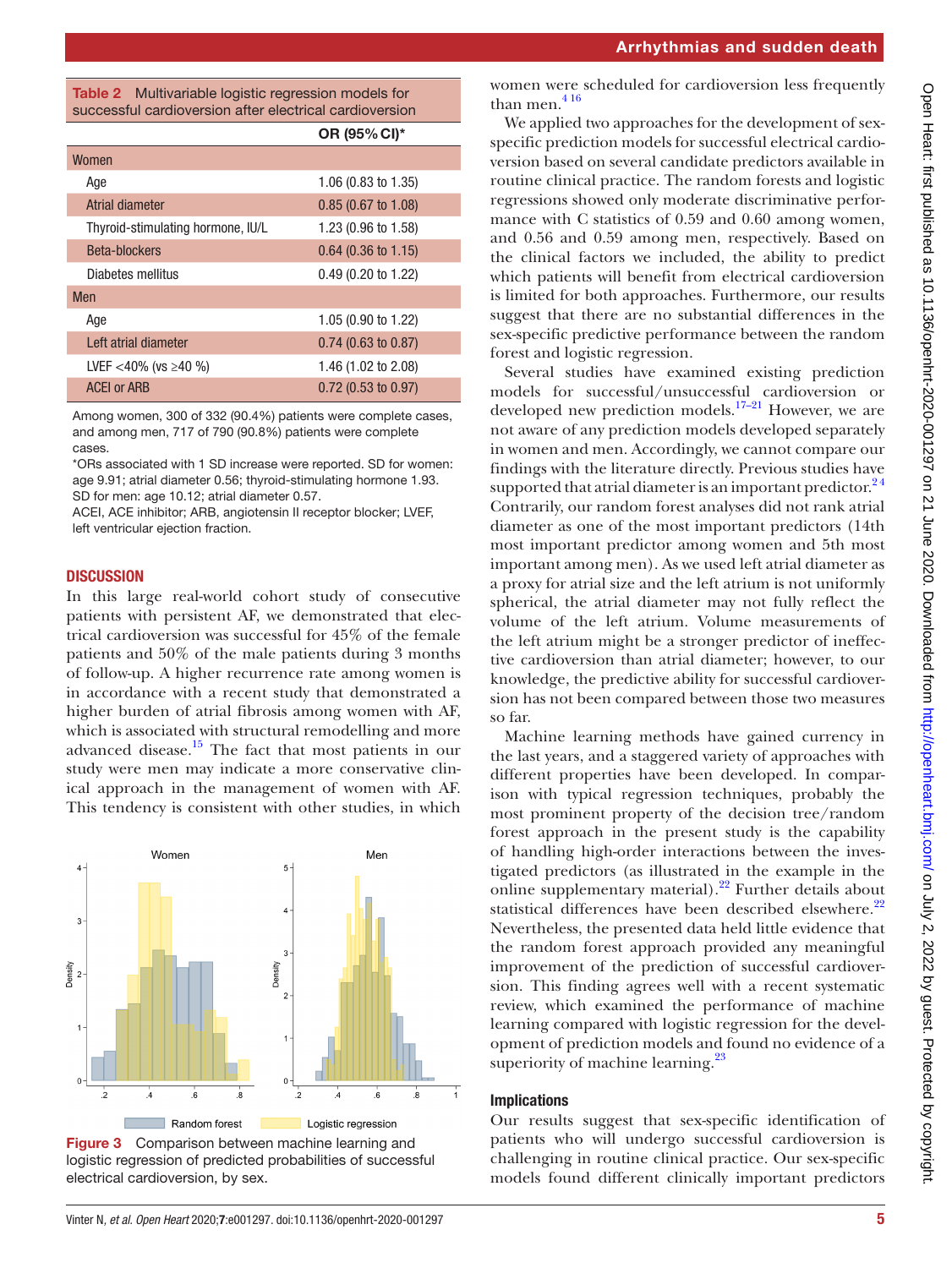**Table 2** Multivariable logistic regression models for successful cardioversion after electrical cardioversion

| | OR (95% CI)* |
|---|---|
| **Women** | |
| Age | 1.06 (0.83 to 1.35) |
| Atrial diameter | 0.85 (0.67 to 1.08) |
| Thyroid-stimulating hormone, IU/L | 1.23 (0.96 to 1.58) |
| Beta-blockers | 0.64 (0.36 to 1.15) |
| Diabetes mellitus | 0.49 (0.20 to 1.22) |
| **Men** | |
| Age | 1.05 (0.90 to 1.22) |
| Left atrial diameter | 0.74 (0.63 to 0.87) |
| LVEF <40% (vs ≥40 %) | 1.46 (1.02 to 2.08) |
| ACEI or ARB | 0.72 (0.53 to 0.97) |

Among women, 300 of 332 (90.4%) patients were complete cases, and among men, 717 of 790 (90.8%) patients were complete cases.

*ORs associated with 1 SD increase were reported. SD for women: age 9.91; atrial diameter 0.56; thyroid-stimulating hormone 1.93. SD for men: age 10.12; atrial diameter 0.57.

ACEI, ACE inhibitor; ARB, angiotensin II receptor blocker; LVEF, left ventricular ejection fraction.

## DISCUSSION

In this large real-world cohort study of consecutive patients with persistent AF, we demonstrated that electrical cardioversion was successful for 45% of the female patients and 50% of the male patients during 3 months of follow-up. A higher recurrence rate among women is in accordance with a recent study that demonstrated a higher burden of atrial fibrosis among women with AF, which is associated with structural remodelling and more advanced disease.[15] The fact that most patients in our study were men may indicate a more conservative clinical approach in the management of women with AF. This tendency is consistent with other studies, in which women were scheduled for cardioversion less frequently than men.[4 16]

**Figure 3** Comparison between machine learning and logistic regression of predicted probabilities of successful electrical cardioversion, by sex.

We applied two approaches for the development of sex-specific prediction models for successful electrical cardioversion based on several candidate predictors available in routine clinical practice. The random forests and logistic regressions showed only moderate discriminative performance with C statistics of 0.59 and 0.60 among women, and 0.56 and 0.59 among men, respectively. Based on the clinical factors we included, the ability to predict which patients will benefit from electrical cardioversion is limited for both approaches. Furthermore, our results suggest that there are no substantial differences in the sex-specific predictive performance between the random forest and logistic regression.

Several studies have examined existing prediction models for successful/unsuccessful cardioversion or developed new prediction models.[17–21] However, we are not aware of any prediction models developed separately in women and men. Accordingly, we cannot compare our findings with the literature directly. Previous studies have supported that atrial diameter is an important predictor.[2 4] Contrarily, our random forest analyses did not rank atrial diameter as one of the most important predictors (14th most important predictor among women and 5th most important among men). As we used left atrial diameter as a proxy for atrial size and the left atrium is not uniformly spherical, the atrial diameter may not fully reflect the volume of the left atrium. Volume measurements of the left atrium might be a stronger predictor of ineffective cardioversion than atrial diameter; however, to our knowledge, the predictive ability for successful cardioversion has not been compared between those two measures so far.

Machine learning methods have gained currency in the last years, and a staggered variety of approaches with different properties have been developed. In comparison with typical regression techniques, probably the most prominent property of the decision tree/random forest approach in the present study is the capability of handling high-order interactions between the investigated predictors (as illustrated in the example in the online supplementary material).[22] Further details about statistical differences have been described elsewhere.[22] Nevertheless, the presented data held little evidence that the random forest approach provided any meaningful improvement of the prediction of successful cardioversion. This finding agrees well with a recent systematic review, which examined the performance of machine learning compared with logistic regression for the development of prediction models and found no evidence of a superiority of machine learning.[23]

### Implications

Our results suggest that sex-specific identification of patients who will undergo successful cardioversion is challenging in routine clinical practice. Our sex-specific models found different clinically important predictors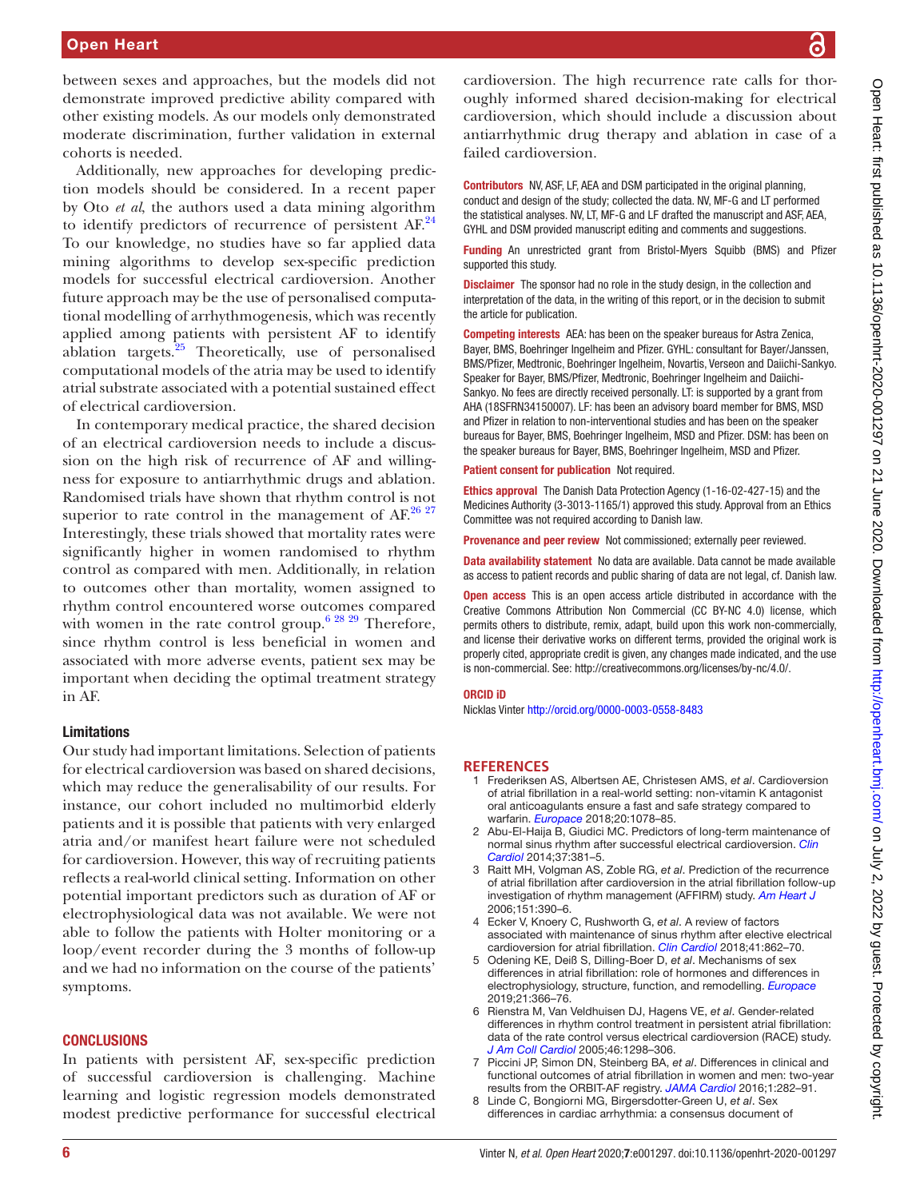between sexes and approaches, but the models did not demonstrate improved predictive ability compared with other existing models. As our models only demonstrated moderate discrimination, further validation in external cohorts is needed.

Additionally, new approaches for developing prediction models should be considered. In a recent paper by Oto *et al*, the authors used a data mining algorithm to identify predictors of recurrence of persistent AF.[24] To our knowledge, no studies have so far applied data mining algorithms to develop sex-specific prediction models for successful electrical cardioversion. Another future approach may be the use of personalised computational modelling of arrhythmogenesis, which was recently applied among patients with persistent AF to identify ablation targets.[25] Theoretically, use of personalised computational models of the atria may be used to identify atrial substrate associated with a potential sustained effect of electrical cardioversion.

In contemporary medical practice, the shared decision of an electrical cardioversion needs to include a discussion on the high risk of recurrence of AF and willingness for exposure to antiarrhythmic drugs and ablation. Randomised trials have shown that rhythm control is not superior to rate control in the management of AF.[26 27] Interestingly, these trials showed that mortality rates were significantly higher in women randomised to rhythm control as compared with men. Additionally, in relation to outcomes other than mortality, women assigned to rhythm control encountered worse outcomes compared with women in the rate control group.[6 28 29] Therefore, since rhythm control is less beneficial in women and associated with more adverse events, patient sex may be important when deciding the optimal treatment strategy in AF.

### Limitations

Our study had important limitations. Selection of patients for electrical cardioversion was based on shared decisions, which may reduce the generalisability of our results. For instance, our cohort included no multimorbid elderly patients and it is possible that patients with very enlarged atria and/or manifest heart failure were not scheduled for cardioversion. However, this way of recruiting patients reflects a real-world clinical setting. Information on other potential important predictors such as duration of AF or electrophysiological data was not available. We were not able to follow the patients with Holter monitoring or a loop/event recorder during the 3 months of follow-up and we had no information on the course of the patients' symptoms.

## CONCLUSIONS

In patients with persistent AF, sex-specific prediction of successful cardioversion is challenging. Machine learning and logistic regression models demonstrated modest predictive performance for successful electrical cardioversion. The high recurrence rate calls for thoroughly informed shared decision-making for electrical cardioversion, which should include a discussion about antiarrhythmic drug therapy and ablation in case of a failed cardioversion.

**Contributors** NV, ASF, LF, AEA and DSM participated in the original planning, conduct and design of the study; collected the data. NV, MF-G and LT performed the statistical analyses. NV, LT, MF-G and LF drafted the manuscript and ASF, AEA, GYHL and DSM provided manuscript editing and comments and suggestions.

**Funding** An unrestricted grant from Bristol-Myers Squibb (BMS) and Pfizer supported this study.

**Disclaimer** The sponsor had no role in the study design, in the collection and interpretation of the data, in the writing of this report, or in the decision to submit the article for publication.

**Competing interests** AEA: has been on the speaker bureaus for Astra Zenica, Bayer, BMS, Boehringer Ingelheim and Pfizer. GYHL: consultant for Bayer/Janssen, BMS/Pfizer, Medtronic, Boehringer Ingelheim, Novartis, Verseon and Daiichi-Sankyo. Speaker for Bayer, BMS/Pfizer, Medtronic, Boehringer Ingelheim and Daiichi-Sankyo. No fees are directly received personally. LT: is supported by a grant from AHA (18SFRN34150007). LF: has been an advisory board member for BMS, MSD and Pfizer in relation to non-interventional studies and has been on the speaker bureaus for Bayer, BMS, Boehringer Ingelheim, MSD and Pfizer. DSM: has been on the speaker bureaus for Bayer, BMS, Boehringer Ingelheim, MSD and Pfizer.

**Patient consent for publication** Not required.

**Ethics approval** The Danish Data Protection Agency (1-16-02-427-15) and the Medicines Authority (3-3013-1165/1) approved this study. Approval from an Ethics Committee was not required according to Danish law.

**Provenance and peer review** Not commissioned; externally peer reviewed.

**Data availability statement** No data are available. Data cannot be made available as access to patient records and public sharing of data are not legal, cf. Danish law.

**Open access** This is an open access article distributed in accordance with the Creative Commons Attribution Non Commercial (CC BY-NC 4.0) license, which permits others to distribute, remix, adapt, build upon this work non-commercially, and license their derivative works on different terms, provided the original work is properly cited, appropriate credit is given, any changes made indicated, and the use is non-commercial. See: http://creativecommons.org/licenses/by-nc/4.0/.

**ORCID iD**

Nicklas Vinter http://orcid.org/0000-0003-0558-8483

## REFERENCES

1. Frederiksen AS, Albertsen AE, Christesen AMS, *et al*. Cardioversion of atrial fibrillation in a real-world setting: non-vitamin K antagonist oral anticoagulants ensure a fast and safe strategy compared to warfarin. *Europace* 2018;20:1078–85.
2. Abu-El-Haija B, Giudici MC. Predictors of long-term maintenance of normal sinus rhythm after successful electrical cardioversion. *Clin Cardiol* 2014;37:381–5.
3. Raitt MH, Volgman AS, Zoble RG, *et al*. Prediction of the recurrence of atrial fibrillation after cardioversion in the atrial fibrillation follow-up investigation of rhythm management (AFFIRM) study. *Am Heart J* 2006;151:390–6.
4. Ecker V, Knoery C, Rushworth G, *et al*. A review of factors associated with maintenance of sinus rhythm after elective electrical cardioversion for atrial fibrillation. *Clin Cardiol* 2018;41:862–70.
5. Odening KE, Deiß S, Dilling-Boer D, *et al*. Mechanisms of sex differences in atrial fibrillation: role of hormones and differences in electrophysiology, structure, function, and remodelling. *Europace* 2019;21:366–76.
6. Rienstra M, Van Veldhuisen DJ, Hagens VE, *et al*. Gender-related differences in rhythm control treatment in persistent atrial fibrillation: data of the rate control versus electrical cardioversion (RACE) study. *J Am Coll Cardiol* 2005;46:1298–306.
7. Piccini JP, Simon DN, Steinberg BA, *et al*. Differences in clinical and functional outcomes of atrial fibrillation in women and men: two-year results from the ORBIT-AF registry. *JAMA Cardiol* 2016;1:282–91.
8. Linde C, Bongiorni MG, Birgersdotter-Green U, *et al*. Sex differences in cardiac arrhythmia: a consensus document of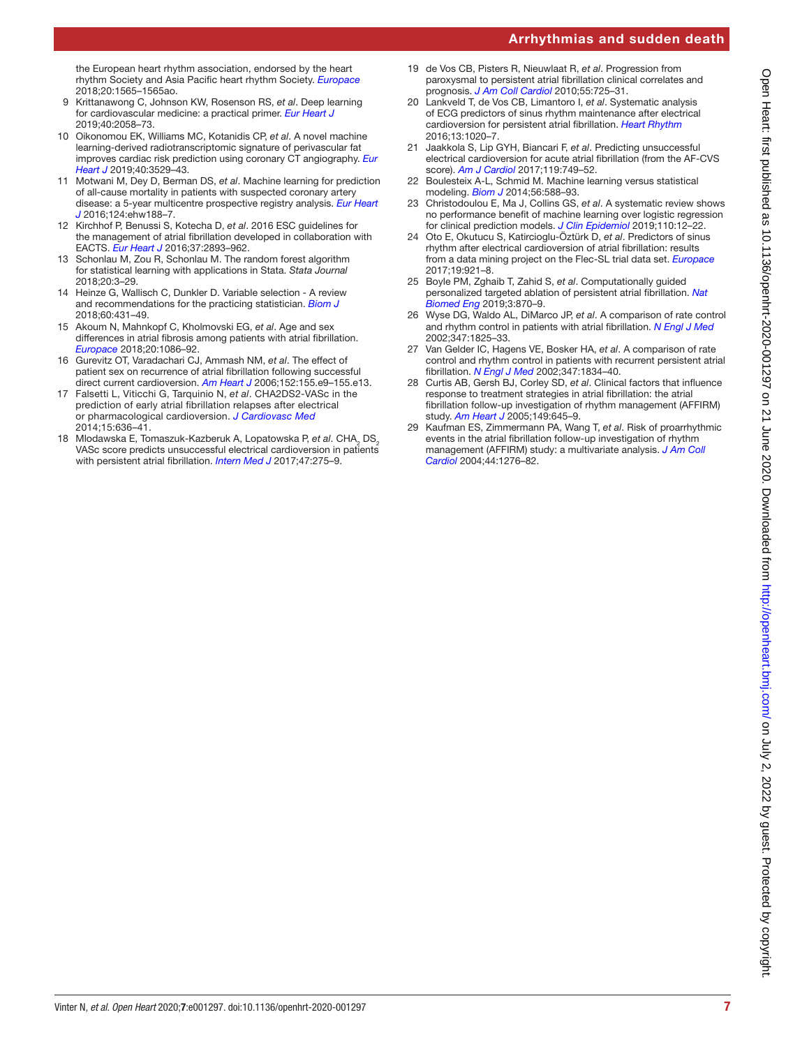the European heart rhythm association, endorsed by the heart rhythm Society and Asia Pacific heart rhythm Society. *Europace* 2018;20:1565–1565ao.

9. Krittanawong C, Johnson KW, Rosenson RS, *et al*. Deep learning for cardiovascular medicine: a practical primer. *Eur Heart J* 2019;40:2058–73.
10. Oikonomou EK, Williams MC, Kotanidis CP, *et al*. A novel machine learning-derived radiotranscriptomic signature of perivascular fat improves cardiac risk prediction using coronary CT angiography. *Eur Heart J* 2019;40:3529–43.
11. Motwani M, Dey D, Berman DS, *et al*. Machine learning for prediction of all-cause mortality in patients with suspected coronary artery disease: a 5-year multicentre prospective registry analysis. *Eur Heart J* 2016;124:ehw188–7.
12. Kirchhof P, Benussi S, Kotecha D, *et al*. 2016 ESC guidelines for the management of atrial fibrillation developed in collaboration with EACTS. *Eur Heart J* 2016;37:2893–962.
13. Schonlau M, Zou R, Schonlau M. The random forest algorithm for statistical learning with applications in Stata. *Stata Journal* 2018;20:3–29.
14. Heinze G, Wallisch C, Dunkler D. Variable selection - A review and recommendations for the practicing statistician. *Biom J* 2018;60:431–49.
15. Akoum N, Mahnkopf C, Kholmovski EG, *et al*. Age and sex differences in atrial fibrosis among patients with atrial fibrillation. *Europace* 2018;20:1086–92.
16. Gurevitz OT, Varadachari CJ, Ammash NM, *et al*. The effect of patient sex on recurrence of atrial fibrillation following successful direct current cardioversion. *Am Heart J* 2006;152:155.e9–155.e13.
17. Falsetti L, Viticchi G, Tarquinio N, *et al*. CHA2DS2-VASc in the prediction of early atrial fibrillation relapses after electrical or pharmacological cardioversion. *J Cardiovasc Med* 2014;15:636–41.
18. Mlodawska E, Tomaszuk-Kazberuk A, Lopatowska P, *et al*. $CHA_2DS_2$ VASc score predicts unsuccessful electrical cardioversion in patients with persistent atrial fibrillation. *Intern Med J* 2017;47:275–9.
19. de Vos CB, Pisters R, Nieuwlaat R, *et al*. Progression from paroxysmal to persistent atrial fibrillation clinical correlates and prognosis. *J Am Coll Cardiol* 2010;55:725–31.
20. Lankveld T, de Vos CB, Limantoro I, *et al*. Systematic analysis of ECG predictors of sinus rhythm maintenance after electrical cardioversion for persistent atrial fibrillation. *Heart Rhythm* 2016;13:1020–7.
21. Jaakkola S, Lip GYH, Biancari F, *et al*. Predicting unsuccessful electrical cardioversion for acute atrial fibrillation (from the AF-CVS score). *Am J Cardiol* 2017;119:749–52.
22. Boulesteix A-L, Schmid M. Machine learning versus statistical modeling. *Biom J* 2014;56:588–93.
23. Christodoulou E, Ma J, Collins GS, *et al*. A systematic review shows no performance benefit of machine learning over logistic regression for clinical prediction models. *J Clin Epidemiol* 2019;110:12–22.
24. Oto E, Okutucu S, Katircioglu-Öztürk D, *et al*. Predictors of sinus rhythm after electrical cardioversion of atrial fibrillation: results from a data mining project on the Flec-SL trial data set. *Europace* 2017;19:921–8.
25. Boyle PM, Zghaib T, Zahid S, *et al*. Computationally guided personalized targeted ablation of persistent atrial fibrillation. *Nat Biomed Eng* 2019;3:870–9.
26. Wyse DG, Waldo AL, DiMarco JP, *et al*. A comparison of rate control and rhythm control in patients with atrial fibrillation. *N Engl J Med* 2002;347:1825–33.
27. Van Gelder IC, Hagens VE, Bosker HA, *et al*. A comparison of rate control and rhythm control in patients with recurrent persistent atrial fibrillation. *N Engl J Med* 2002;347:1834–40.
28. Curtis AB, Gersh BJ, Corley SD, *et al*. Clinical factors that influence response to treatment strategies in atrial fibrillation: the atrial fibrillation follow-up investigation of rhythm management (AFFIRM) study. *Am Heart J* 2005;149:645–9.
29. Kaufman ES, Zimmermann PA, Wang T, *et al*. Risk of proarrhythmic events in the atrial fibrillation follow-up investigation of rhythm management (AFFIRM) study: a multivariate analysis. *J Am Coll Cardiol* 2004;44:1276–82.